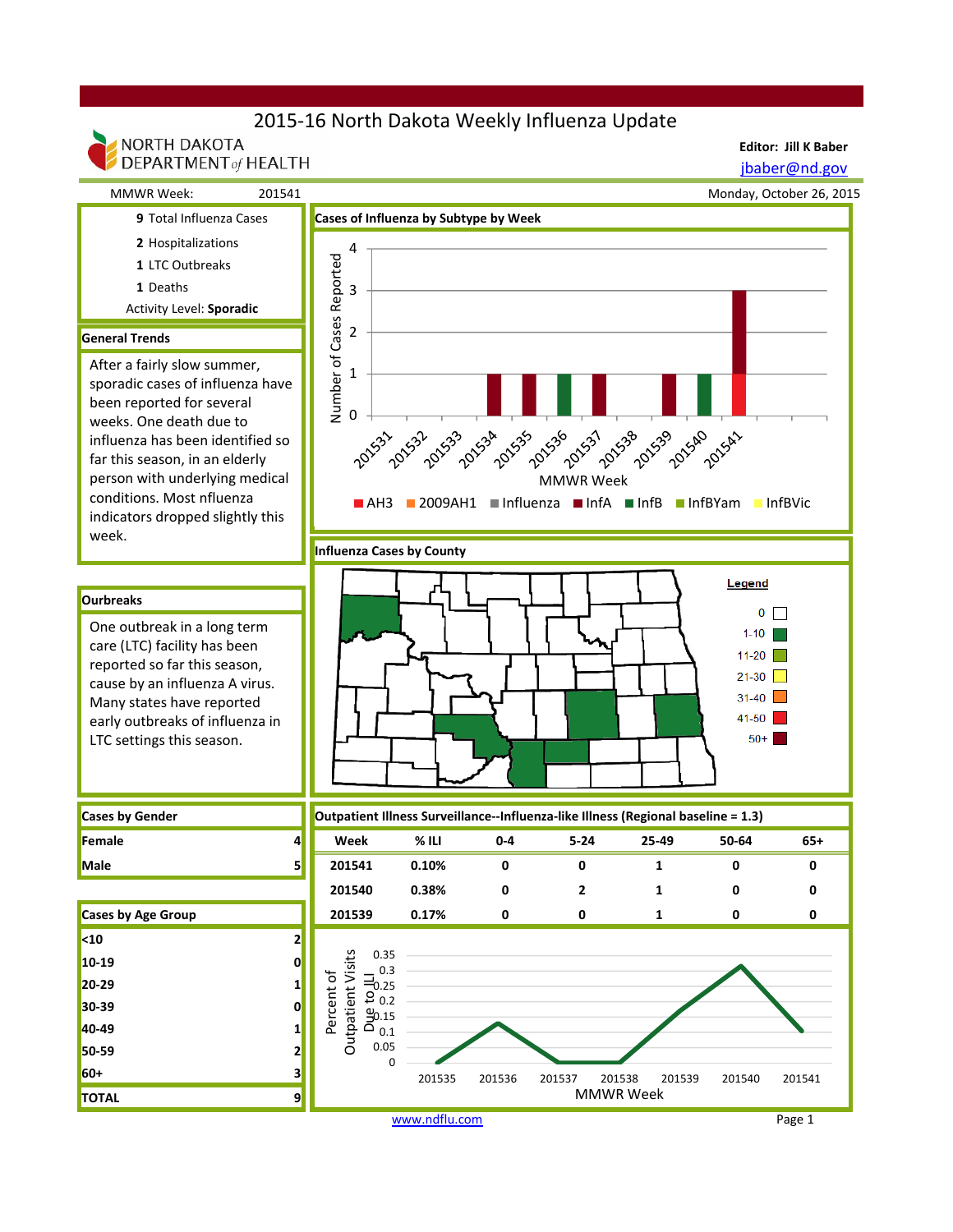# 2015-16 North Dakota Weekly Influenza Update

NORTH DAKOTA DEPARTMENT of HEALTH

**Editor: Jill K Baber**
jbaber@nd.gov

MMWR Week: 201541

Monday, October 26, 2015

**9** Total Influenza Cases

**2** Hospitalizations

**1** LTC Outbreaks

**1** Deaths

Activity Level: **Sporadic**

## General Trends

After a fairly slow summer, sporadic cases of influenza have been reported for several weeks. One death due to influenza has been identified so far this season, in an elderly person with underlying medical conditions. Most nfluenza indicators dropped slightly this week.

## Ourbreaks

One outbreak in a long term care (LTC) facility has been reported so far this season, cause by an influenza A virus. Many states have reported early outbreaks of influenza in LTC settings this season.

## Cases of Influenza by Subtype by Week

Number of Cases Reported (0–4) by MMWR Week (201531–201541)

Legend: AH3, 2009AH1, Influenza, InfA, InfB, InfBYam, InfBVic

## Influenza Cases by County

Legend: 0; 1-10; 11-20; 21-30; 31-40; 41-50; 50+

## Cases by Gender

| | |
|---|---|
| **Female** | 4 |
| **Male** | 5 |

## Cases by Age Group

| | |
|---|---|
| **<10** | 2 |
| **10-19** | 0 |
| **20-29** | 1 |
| **30-39** | 0 |
| **40-49** | 1 |
| **50-59** | 2 |
| **60+** | 3 |
| **TOTAL** | 9 |

## Outpatient Illness Surveillance--Influenza-like Illness (Regional baseline = 1.3)

| Week | % ILI | 0-4 | 5-24 | 25-49 | 50-64 | 65+ |
|---|---|---|---|---|---|---|
| 201541 | 0.10% | 0 | 0 | 1 | 0 | 0 |
| 201540 | 0.38% | 0 | 2 | 1 | 0 | 0 |
| 201539 | 0.17% | 0 | 0 | 1 | 0 | 0 |

Percent of Outpatient Visits Due to ILI by MMWR Week (201535–201541)

www.ndflu.com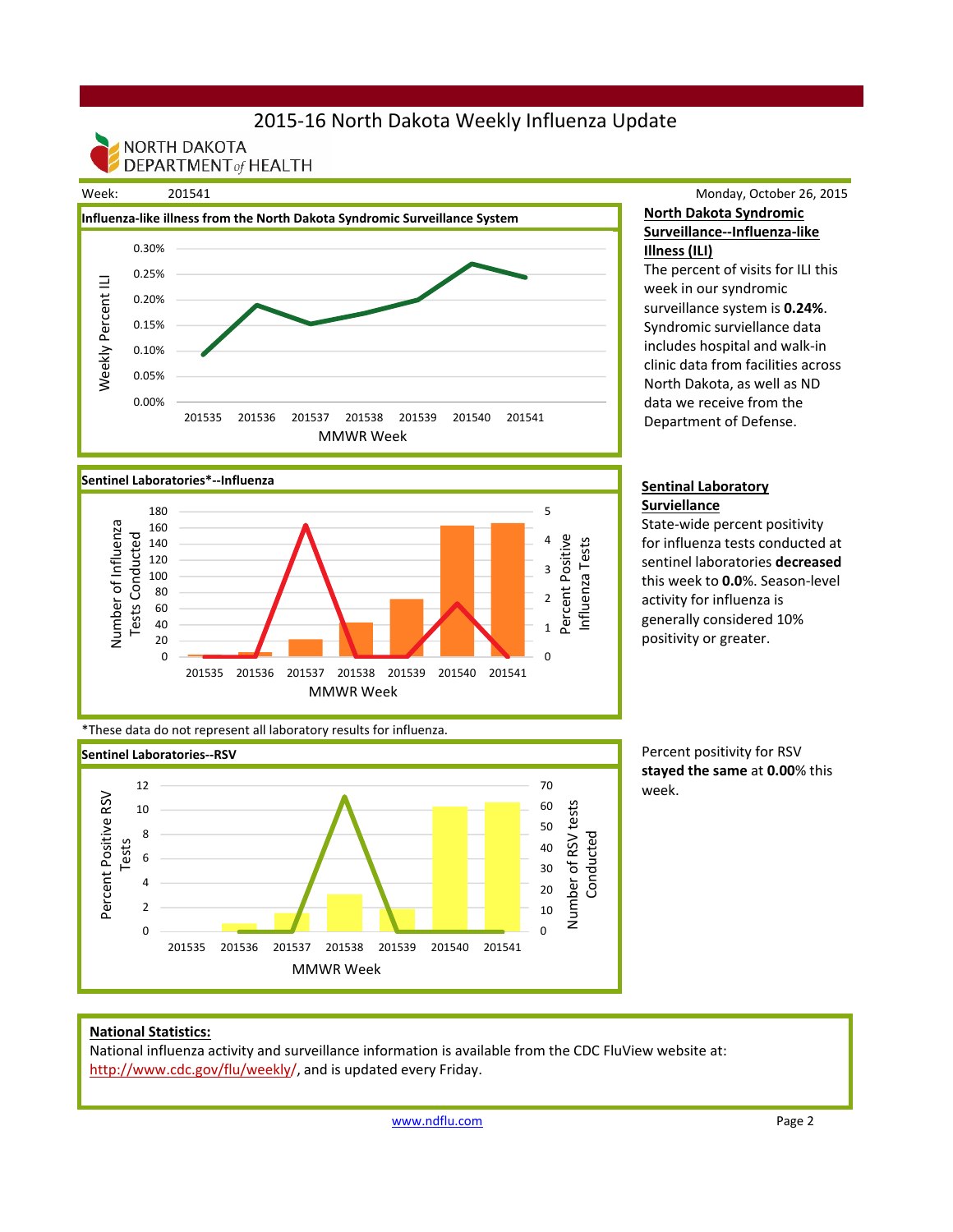# 2015-16 North Dakota Weekly Influenza Update

NORTH DAKOTA DEPARTMENT of HEALTH

Week: 201541

Monday, October 26, 2015

## Influenza-like illness from the North Dakota Syndromic Surveillance System

Weekly Percent ILI

0.30%
0.25%
0.20%
0.15%
0.10%
0.05%
0.00%

201535 201536 201537 201538 201539 201540 201541

MMWR Week

**North Dakota Syndromic Surveillance--Influenza-like Illness (ILI)**

The percent of visits for ILI this week in our syndromic surveillance system is **0.24%**. Syndromic surviellance data includes hospital and walk-in clinic data from facilities across North Dakota, as well as ND data we receive from the Department of Defense.

## Sentinel Laboratories*--Influenza

Number of Influenza Tests Conducted

180
160
140
120
100
80
60
40
20
0

Percent Positive Influenza Tests

5
4
3
2
1
0

201535 201536 201537 201538 201539 201540 201541

MMWR Week

**Sentinal Laboratory Surveillance**

State-wide percent positivity for influenza tests conducted at sentinel laboratories **decreased** this week to **0.0**%. Season-level activity for influenza is generally considered 10% positivity or greater.

*These data do not represent all laboratory results for influenza.

## Sentinel Laboratories--RSV

Percent Positive RSV Tests

12
10
8
6
4
2
0

Number of RSV tests Conducted

70
60
50
40
30
20
10
0

201535 201536 201537 201538 201539 201540 201541

MMWR Week

Percent positivity for RSV **stayed the same** at **0.00**% this week.

**National Statistics:**

National influenza activity and surveillance information is available from the CDC FluView website at: http://www.cdc.gov/flu/weekly/, and is updated every Friday.

www.ndflu.com